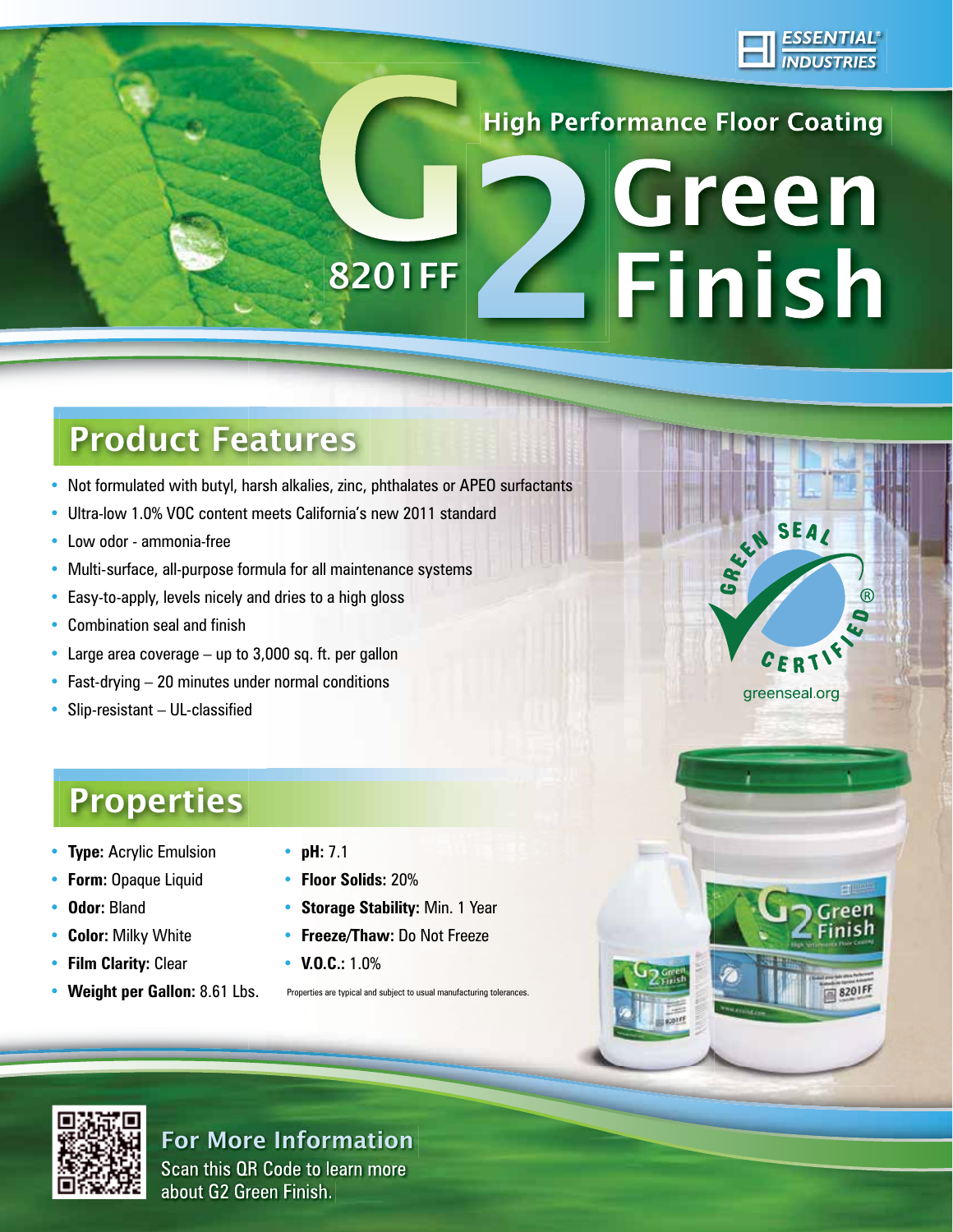ESSENTIAL® INDUSTRIES

# G2 Green Finish

## High Performance Floor Coating

8201FF

## Product Features

- Not formulated with butyl, harsh alkalies, zinc, phthalates or APEO surfactants
- Ultra-low 1.0% VOC content meets California's new 2011 standard
- Low odor - ammonia-free
- Multi-surface, all-purpose formula for all maintenance systems
- Easy-to-apply, levels nicely and dries to a high gloss
- Combination seal and finish
- Large area coverage – up to 3,000 sq. ft. per gallon
- Fast-drying – 20 minutes under normal conditions
- Slip-resistant – UL-classified

GREEN SEAL® CERTIFIED
greenseal.org

## Properties

- **Type:** Acrylic Emulsion
- **Form:** Opaque Liquid
- **Odor:** Bland
- **Color:** Milky White
- **Film Clarity:** Clear
- **Weight per Gallon:** 8.61 Lbs.
- **pH:** 7.1
- **Floor Solids:** 20%
- **Storage Stability:** Min. 1 Year
- **Freeze/Thaw:** Do Not Freeze
- **V.O.C.:** 1.0%

Properties are typical and subject to usual manufacturing tolerances.

### For More Information

Scan this QR Code to learn more about G2 Green Finish.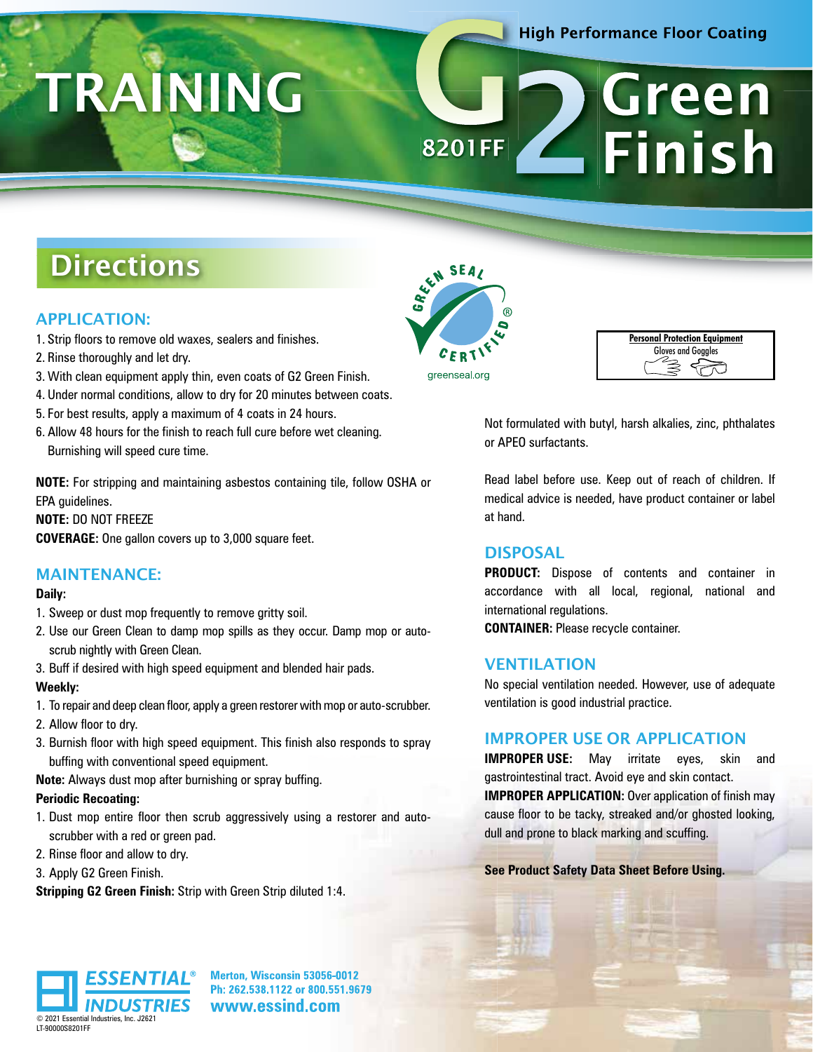# TRAINING

High Performance Floor Coating

# G2 Green Finish

8201FF

## Directions

### APPLICATION:

1. Strip floors to remove old waxes, sealers and finishes.
2. Rinse thoroughly and let dry.
3. With clean equipment apply thin, even coats of G2 Green Finish.
4. Under normal conditions, allow to dry for 20 minutes between coats.
5. For best results, apply a maximum of 4 coats in 24 hours.
6. Allow 48 hours for the finish to reach full cure before wet cleaning. Burnishing will speed cure time.

**NOTE:** For stripping and maintaining asbestos containing tile, follow OSHA or EPA guidelines.
**NOTE:** DO NOT FREEZE
**COVERAGE:** One gallon covers up to 3,000 square feet.

### MAINTENANCE:

**Daily:**

1. Sweep or dust mop frequently to remove gritty soil.
2. Use our Green Clean to damp mop spills as they occur. Damp mop or auto-scrub nightly with Green Clean.
3. Buff if desired with high speed equipment and blended hair pads.

**Weekly:**

1. To repair and deep clean floor, apply a green restorer with mop or auto-scrubber.
2. Allow floor to dry.
3. Burnish floor with high speed equipment. This finish also responds to spray buffing with conventional speed equipment.

**Note:** Always dust mop after burnishing or spray buffing.

**Periodic Recoating:**

1. Dust mop entire floor then scrub aggressively using a restorer and auto-scrubber with a red or green pad.
2. Rinse floor and allow to dry.
3. Apply G2 Green Finish.

**Stripping G2 Green Finish:** Strip with Green Strip diluted 1:4.

GREEN SEAL CERTIFIED®
greenseal.org

**Personal Protection Equipment**
Gloves and Goggles

Not formulated with butyl, harsh alkalies, zinc, phthalates or APEO surfactants.

Read label before use. Keep out of reach of children. If medical advice is needed, have product container or label at hand.

### DISPOSAL

**PRODUCT:** Dispose of contents and container in accordance with all local, regional, national and international regulations.
**CONTAINER:** Please recycle container.

### VENTILATION

No special ventilation needed. However, use of adequate ventilation is good industrial practice.

### IMPROPER USE OR APPLICATION

**IMPROPER USE:** May irritate eyes, skin and gastrointestinal tract. Avoid eye and skin contact.
**IMPROPER APPLICATION:** Over application of finish may cause floor to be tacky, streaked and/or ghosted looking, dull and prone to black marking and scuffing.

**See Product Safety Data Sheet Before Using.**

ESSENTIAL® INDUSTRIES
© 2021 Essential Industries, Inc. J2621
LT-90000S8201FF

Merton, Wisconsin 53056-0012
Ph: 262.538.1122 or 800.551.9679
www.essind.com